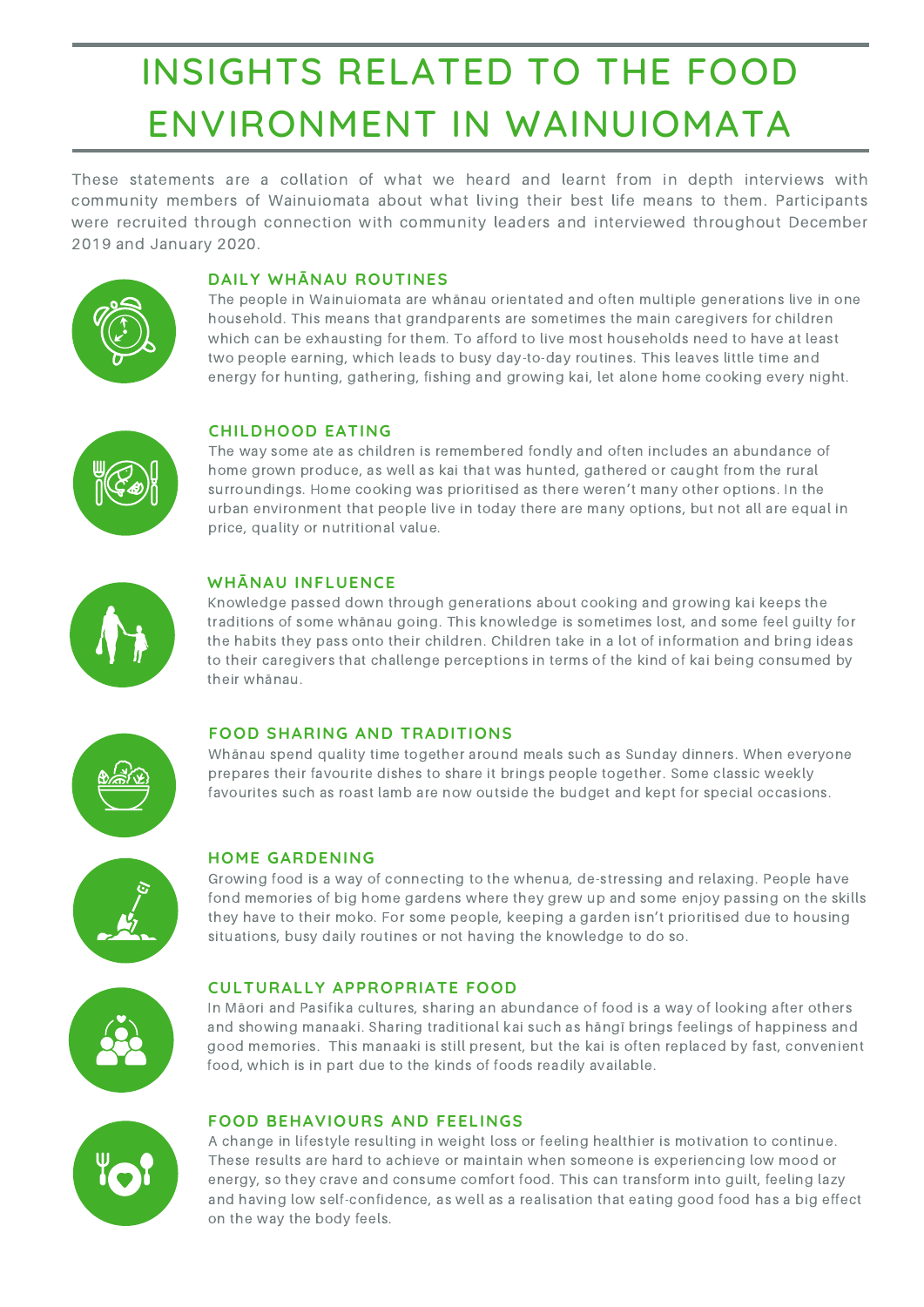# INSIGHTS RELATED TO THE FOOD ENVIRONMENT IN WAINUIOMATA

These statements are a collation of what we heard and learnt from in depth interviews with community members of Wainuiomata about what living their best life means to them. Participants were recruited through connection with community leaders and interviewed throughout December 2019 and January 2020.

## DAILY WHĀNAU ROUTINES

The people in Wainuiomata are whānau orientated and often multiple generations live in one household. This means that grandparents are sometimes the main caregivers for children which can be exhausting for them. To afford to live most households need to have at least two people earning, which leads to busy day-to-day routines. This leaves little time and energy for hunting, gathering, fishing and growing kai, let alone home cooking every night.

## CHILDHOOD EATING

The way some ate as children is remembered fondly and often includes an abundance of home grown produce, as well as kai that was hunted, gathered or caught from the rural surroundings. Home cooking was prioritised as there weren't many other options. In the urban environment that people live in today there are many options, but not all are equal in price, quality or nutritional value.

## WHĀNAU INFLUENCE

Knowledge passed down through generations about cooking and growing kai keeps the traditions of some whānau going. This knowledge is sometimes lost, and some feel guilty for the habits they pass onto their children. Children take in a lot of information and bring ideas to their caregivers that challenge perceptions in terms of the kind of kai being consumed by their whānau.

## FOOD SHARING AND TRADITIONS

Whānau spend quality time together around meals such as Sunday dinners. When everyone prepares their favourite dishes to share it brings people together. Some classic weekly favourites such as roast lamb are now outside the budget and kept for special occasions.

## HOME GARDENING

Growing food is a way of connecting to the whenua, de-stressing and relaxing. People have fond memories of big home gardens where they grew up and some enjoy passing on the skills they have to their moko. For some people, keeping a garden isn't prioritised due to housing situations, busy daily routines or not having the knowledge to do so.

## CULTURALLY APPROPRIATE FOOD

In Māori and Pasifika cultures, sharing an abundance of food is a way of looking after others and showing manaaki. Sharing traditional kai such as hāngī brings feelings of happiness and good memories. This manaaki is still present, but the kai is often replaced by fast, convenient food, which is in part due to the kinds of foods readily available.

## FOOD BEHAVIOURS AND FEELINGS

A change in lifestyle resulting in weight loss or feeling healthier is motivation to continue. These results are hard to achieve or maintain when someone is experiencing low mood or energy, so they crave and consume comfort food. This can transform into guilt, feeling lazy and having low self-confidence, as well as a realisation that eating good food has a big effect on the way the body feels.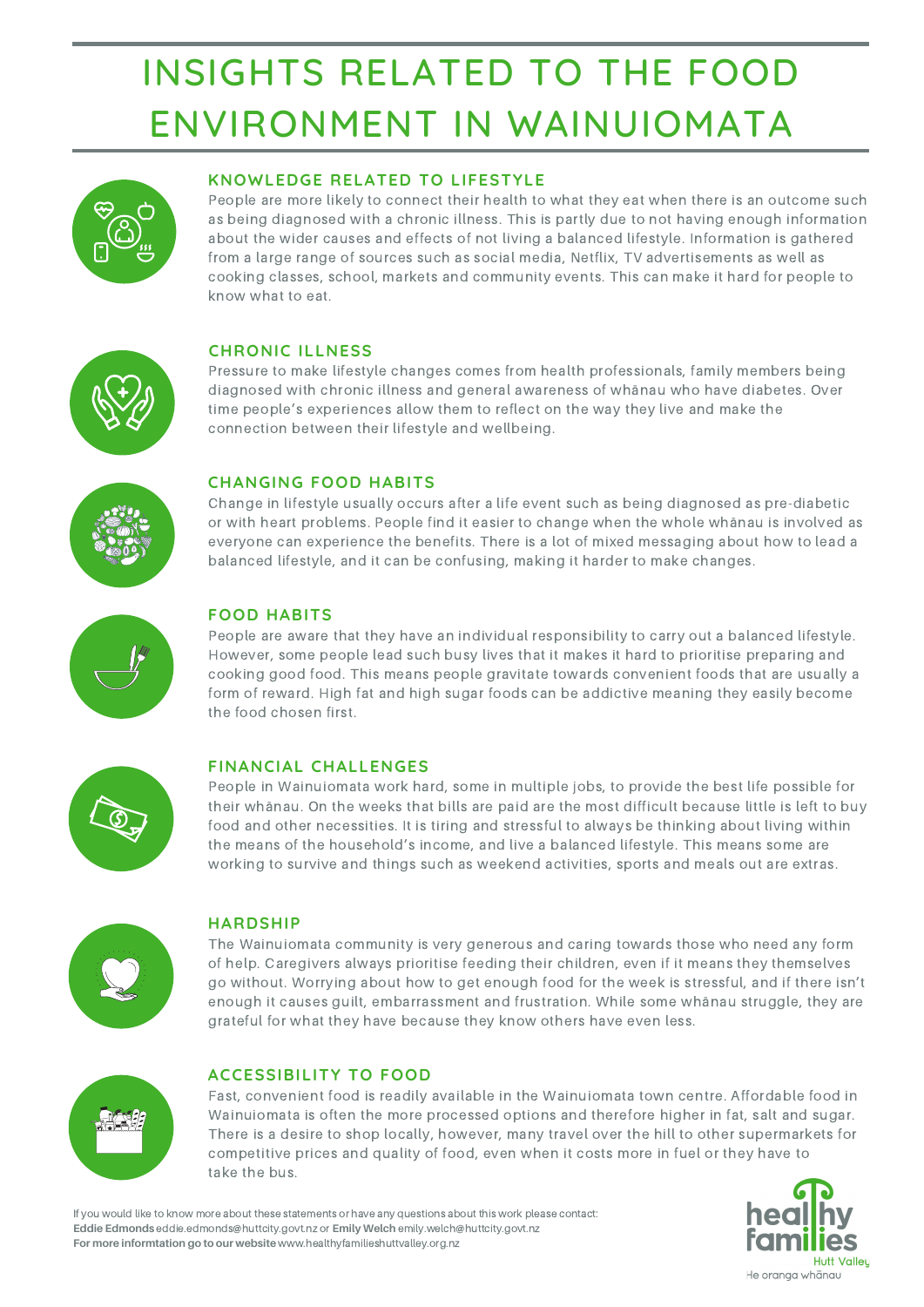# INSIGHTS RELATED TO THE FOOD ENVIRONMENT IN WAINUIOMATA

## KNOWLEDGE RELATED TO LIFESTYLE

People are more likely to connect their health to what they eat when there is an outcome such as being diagnosed with a chronic illness. This is partly due to not having enough information about the wider causes and effects of not living a balanced lifestyle. Information is gathered from a large range of sources such as social media, Netflix, TV advertisements as well as cooking classes, school, markets and community events. This can make it hard for people to know what to eat.

## CHRONIC ILLNESS

Pressure to make lifestyle changes comes from health professionals, family members being diagnosed with chronic illness and general awareness of whānau who have diabetes. Over time people's experiences allow them to reflect on the way they live and make the connection between their lifestyle and wellbeing.

## CHANGING FOOD HABITS

Change in lifestyle usually occurs after a life event such as being diagnosed as pre-diabetic or with heart problems. People find it easier to change when the whole whānau is involved as everyone can experience the benefits. There is a lot of mixed messaging about how to lead a balanced lifestyle, and it can be confusing, making it harder to make changes.

## FOOD HABITS

People are aware that they have an individual responsibility to carry out a balanced lifestyle. However, some people lead such busy lives that it makes it hard to prioritise preparing and cooking good food. This means people gravitate towards convenient foods that are usually a form of reward. High fat and high sugar foods can be addictive meaning they easily become the food chosen first.

## FINANCIAL CHALLENGES

People in Wainuiomata work hard, some in multiple jobs, to provide the best life possible for their whānau. On the weeks that bills are paid are the most difficult because little is left to buy food and other necessities. It is tiring and stressful to always be thinking about living within the means of the household's income, and live a balanced lifestyle. This means some are working to survive and things such as weekend activities, sports and meals out are extras.

## HARDSHIP

The Wainuiomata community is very generous and caring towards those who need any form of help. Caregivers always prioritise feeding their children, even if it means they themselves go without. Worrying about how to get enough food for the week is stressful, and if there isn't enough it causes guilt, embarrassment and frustration. While some whānau struggle, they are grateful for what they have because they know others have even less.

## ACCESSIBILITY TO FOOD

Fast, convenient food is readily available in the Wainuiomata town centre. Affordable food in Wainuiomata is often the more processed options and therefore higher in fat, salt and sugar. There is a desire to shop locally, however, many travel over the hill to other supermarkets for competitive prices and quality of food, even when it costs more in fuel or they have to take the bus.

If you would like to know more about these statements or have any questions about this work please contact:
**Eddie Edmonds** eddie.edmonds@huttcity.govt.nz or **Emily Welch** emily.welch@huttcity.govt.nz
**For more informtation go to our website** www.healthyfamilieshuttvalley.org.nz

healthy families Hutt Valley
He oranga whānau